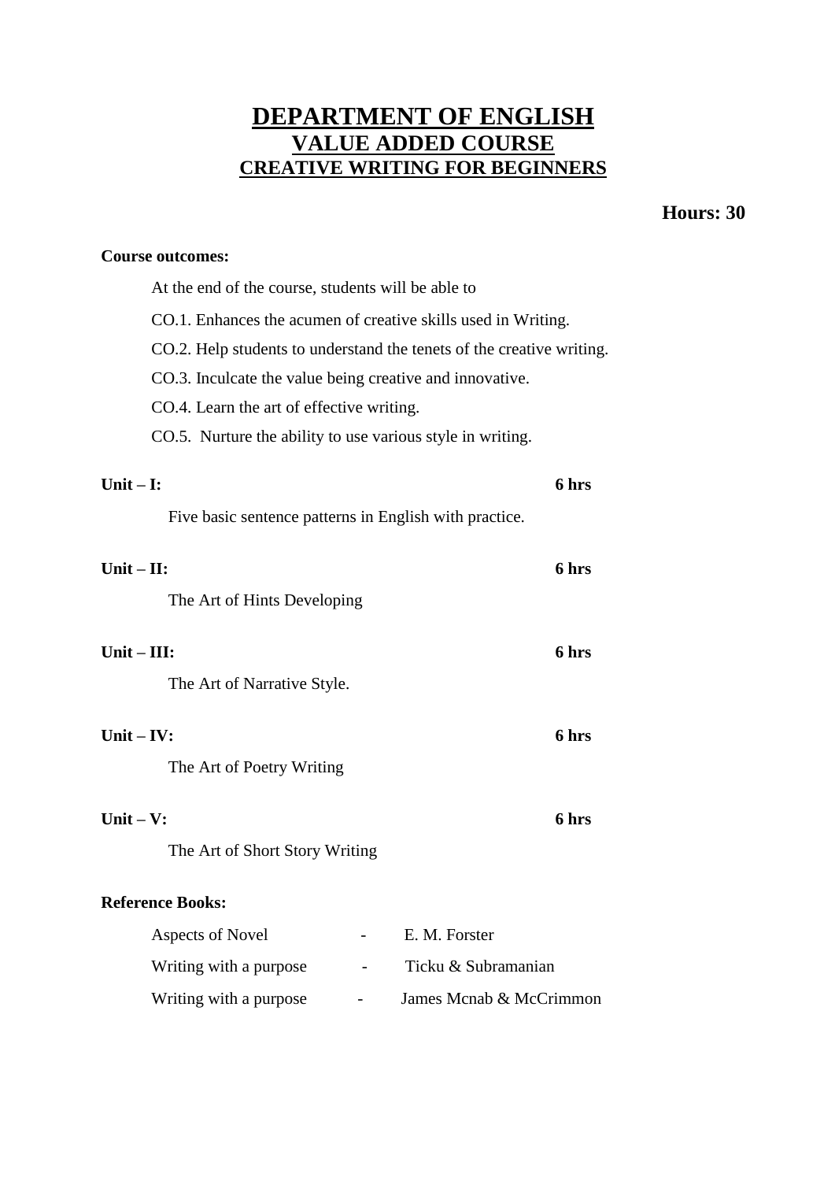# DEPARTMENT OF ENGLISH
## VALUE ADDED COURSE
### CREATIVE WRITING FOR BEGINNERS

**Hours: 30**

**Course outcomes:**

At the end of the course, students will be able to

CO.1. Enhances the acumen of creative skills used in Writing.

CO.2. Help students to understand the tenets of the creative writing.

CO.3. Inculcate the value being creative and innovative.

CO.4. Learn the art of effective writing.

CO.5. Nurture the ability to use various style in writing.

**Unit – I:** **6 hrs**

Five basic sentence patterns in English with practice.

**Unit – II:** **6 hrs**

The Art of Hints Developing

**Unit – III:** **6 hrs**

The Art of Narrative Style.

**Unit – IV:** **6 hrs**

The Art of Poetry Writing

**Unit – V:** **6 hrs**

The Art of Short Story Writing

**Reference Books:**

Aspects of Novel - E. M. Forster

Writing with a purpose - Ticku & Subramanian

Writing with a purpose - James Mcnab & McCrimmon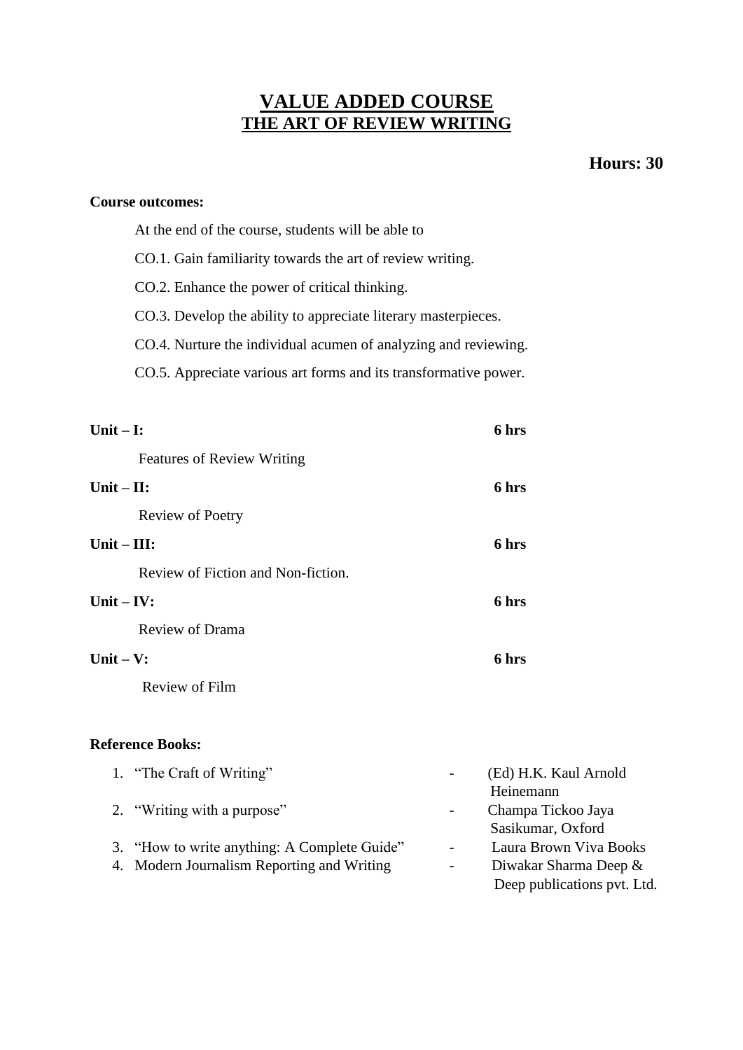# VALUE ADDED COURSE
## THE ART OF REVIEW WRITING

**Hours: 30**

**Course outcomes:**

At the end of the course, students will be able to

CO.1. Gain familiarity towards the art of review writing.

CO.2. Enhance the power of critical thinking.

CO.3. Develop the ability to appreciate literary masterpieces.

CO.4. Nurture the individual acumen of analyzing and reviewing.

CO.5. Appreciate various art forms and its transformative power.

**Unit – I:** **6 hrs**

Features of Review Writing

**Unit – II:** **6 hrs**

Review of Poetry

**Unit – III:** **6 hrs**

Review of Fiction and Non-fiction.

**Unit – IV:** **6 hrs**

Review of Drama

**Unit – V:** **6 hrs**

Review of Film

**Reference Books:**

1. "The Craft of Writing" - (Ed) H.K. Kaul Arnold Heinemann
2. "Writing with a purpose" - Champa Tickoo Jaya Sasikumar, Oxford
3. "How to write anything: A Complete Guide" - Laura Brown Viva Books
4. Modern Journalism Reporting and Writing - Diwakar Sharma Deep & Deep publications pvt. Ltd.